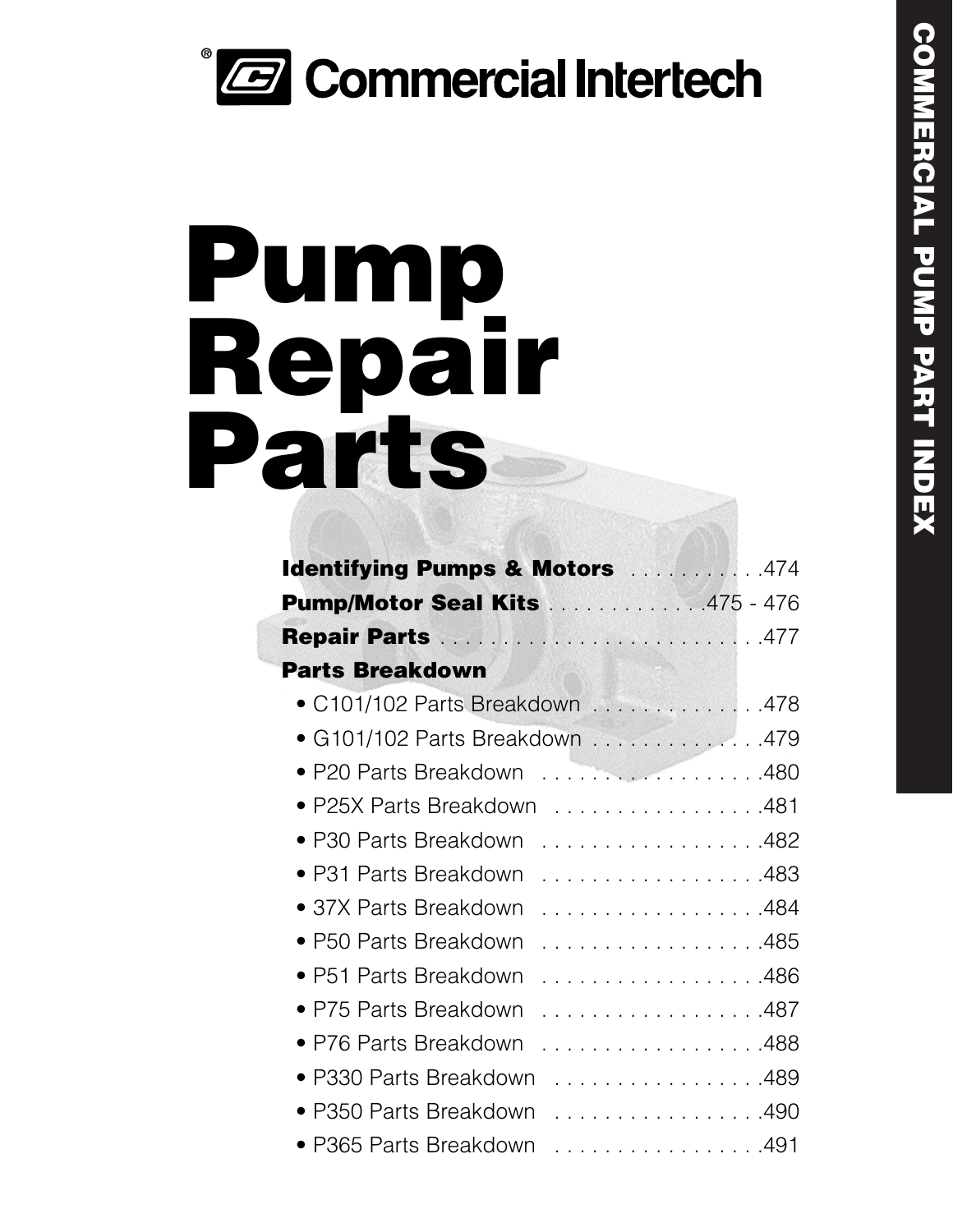Commercial Intertech

# Pump Repair Parts

**Identifying Pumps & Motors** . . . . . . . . . . .474

**Pump/Motor Seal Kits** . . . . . . . . . . . . .475 - 476

**Repair Parts** . . . . . . . . . . . . . . . . . . . . . . . . . .477

**Parts Breakdown**

- C101/102 Parts Breakdown . . . . . . . . . . . . . .478
- G101/102 Parts Breakdown . . . . . . . . . . . . . .479
- P20 Parts Breakdown . . . . . . . . . . . . . . . . . .480
- P25X Parts Breakdown . . . . . . . . . . . . . . . . .481
- P30 Parts Breakdown . . . . . . . . . . . . . . . . . .482
- P31 Parts Breakdown . . . . . . . . . . . . . . . . . .483
- 37X Parts Breakdown . . . . . . . . . . . . . . . . . .484
- P50 Parts Breakdown . . . . . . . . . . . . . . . . . .485
- P51 Parts Breakdown . . . . . . . . . . . . . . . . . .486
- P75 Parts Breakdown . . . . . . . . . . . . . . . . . .487
- P76 Parts Breakdown . . . . . . . . . . . . . . . . . .488
- P330 Parts Breakdown . . . . . . . . . . . . . . . . .489
- P350 Parts Breakdown . . . . . . . . . . . . . . . . .490
- P365 Parts Breakdown . . . . . . . . . . . . . . . . .491

COMMERCIAL PUMP PART INDEX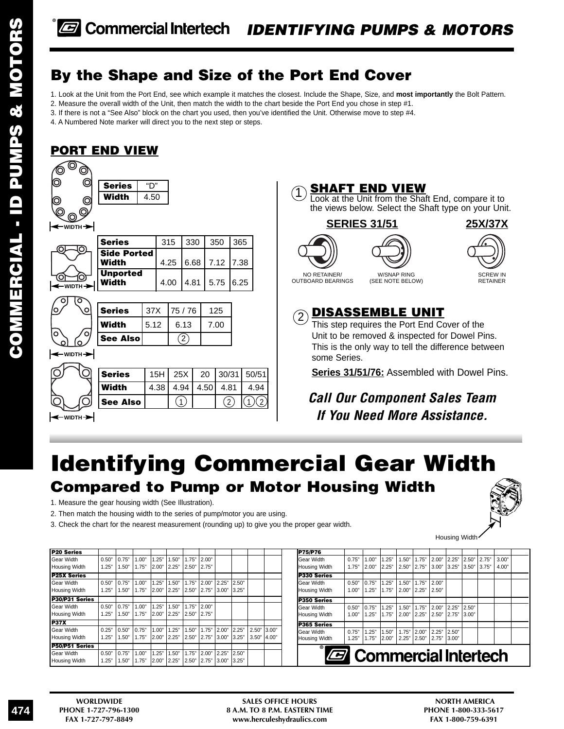# IDENTIFYING PUMPS & MOTORS

## By the Shape and Size of the Port End Cover

1. Look at the Unit from the Port End, see which example it matches the closest. Include the Shape, Size, and **most importantly** the Bolt Pattern.
2. Measure the overall width of the Unit, then match the width to the chart beside the Port End you chose in step #1.
3. If there is not a "See Also" block on the chart you used, then you've identified the Unit. Otherwise move to step #4.
4. A Numbered Note marker will direct you to the next step or steps.

### PORT END VIEW

| Series | "D" |
|---|---|
| Width | 4.50 |

| Series | 315 | 330 | 350 | 365 |
|---|---|---|---|---|
| Side Ported Width | 4.25 | 6.68 | 7.12 | 7.38 |
| Unported Width | 4.00 | 4.81 | 5.75 | 6.25 |

| Series | 37X | 75 / 76 | 125 |
|---|---|---|---|
| Width | 5.12 | 6.13 | 7.00 |
| See Also | | 2 | |

| Series | 15H | 25X | 20 | 30/31 | 50/51 |
|---|---|---|---|---|---|
| Width | 4.38 | 4.94 | 4.50 | 4.81 | 4.94 |
| See Also | | 1 | | 2 | 1 2 |

### 1 SHAFT END VIEW

Look at the Unit from the Shaft End, compare it to the views below. Select the Shaft type on your Unit.

**SERIES 31/51**
- NO RETAINER/ OUTBOARD BEARINGS
- W/SNAP RING (SEE NOTE BELOW)

**25X/37X**
- SCREW IN RETAINER

### 2 DISASSEMBLE UNIT

This step requires the Port End Cover of the Unit to be removed & inspected for Dowel Pins. This is the only way to tell the difference between some Series.

**Series 31/51/76:** Assembled with Dowel Pins.

***Call Our Component Sales Team If You Need More Assistance.***

# Identifying Commercial Gear Width

## Compared to Pump or Motor Housing Width

1. Measure the gear housing width (See Illustration).
2. Then match the housing width to the series of pump/motor you are using.
3. Check the chart for the nearest measurement (rounding up) to give you the proper gear width.

Housing Width

| P20 Series | | | | | | | | | | | |
|---|---|---|---|---|---|---|---|---|---|---|---|
| Gear Width | 0.50" | 0.75" | 1.00" | 1.25" | 1.50" | 1.75" | 2.00" | | | | |
| Housing Width | 1.25" | 1.50" | 1.75" | 2.00" | 2.25" | 2.50" | 2.75" | | | | |
| **P25X Series** | | | | | | | | | | | |
| Gear Width | 0.50" | 0.75" | 1.00" | 1.25" | 1.50" | 1.75" | 2.00" | 2.25" | 2.50" | | |
| Housing Width | 1.25" | 1.50" | 1.75" | 2.00" | 2.25" | 2.50" | 2.75" | 3.00" | 3.25" | | |
| **P30/P31 Series** | | | | | | | | | | | |
| Gear Width | 0.50" | 0.75" | 1.00" | 1.25" | 1.50" | 1.75" | 2.00" | | | | |
| Housing Width | 1.25" | 1.50" | 1.75" | 2.00" | 2.25" | 2.50" | 2.75" | | | | |
| **P37X** | | | | | | | | | | | |
| Gear Width | 0.25" | 0.50" | 0.75" | 1.00" | 1.25" | 1.50" | 1.75" | 2.00" | 2.25" | 2.50" | 3.00" |
| Housing Width | 1.25" | 1.50" | 1.75" | 2.00" | 2.25" | 2.50" | 2.75" | 3.00" | 3.25" | 3.50" | 4.00" |
| **P50/P51 Series** | | | | | | | | | | | |
| Gear Width | 0.50" | 0.75" | 1.00" | 1.25" | 1.50" | 1.75" | 2.00" | 2.25" | 2.50" | | |
| Housing Width | 1.25" | 1.50" | 1.75" | 2.00" | 2.25" | 2.50" | 2.75" | 3.00" | 3.25" | | |

| P75/P76 | | | | | | | | | | |
|---|---|---|---|---|---|---|---|---|---|---|
| Gear Width | 0.75" | 1.00" | 1.25" | 1.50" | 1.75" | 2.00" | 2.25" | 2.50" | 2.75" | 3.00" |
| Housing Width | 1.75" | 2.00" | 2.25" | 2.50" | 2.75" | 3.00" | 3.25" | 3.50" | 3.75" | 4.00" |
| **P330 Series** | | | | | | | | | | |
| Gear Width | 0.50" | 0.75" | 1.25" | 1.50" | 1.75" | 2.00" | | | | |
| Housing Width | 1.00" | 1.25" | 1.75" | 2.00" | 2.25" | 2.50" | | | | |
| **P350 Series** | | | | | | | | | | |
| Gear Width | 0.50" | 0.75" | 1.25" | 1.50" | 1.75" | 2.00" | 2.25" | 2.50" | | |
| Housing Width | 1.00" | 1.25" | 1.75" | 2.00" | 2.25" | 2.50" | 2.75" | 3.00" | | |
| **P365 Series** | | | | | | | | | | |
| Gear Width | 0.75" | 1.25" | 1.50" | 1.75" | 2.00" | 2.25" | 2.50" | | | |
| Housing Width | 1.25" | 1.75" | 2.00" | 2.25" | 2.50" | 2.75" | 3.00" | | | |

WORLDWIDE
PHONE 1-727-796-1300
FAX 1-727-797-8849

SALES OFFICE HOURS
8 A.M. TO 8 P.M. EASTERN TIME
www.herculeshydraulics.com

NORTH AMERICA
PHONE 1-800-333-5617
FAX 1-800-759-6391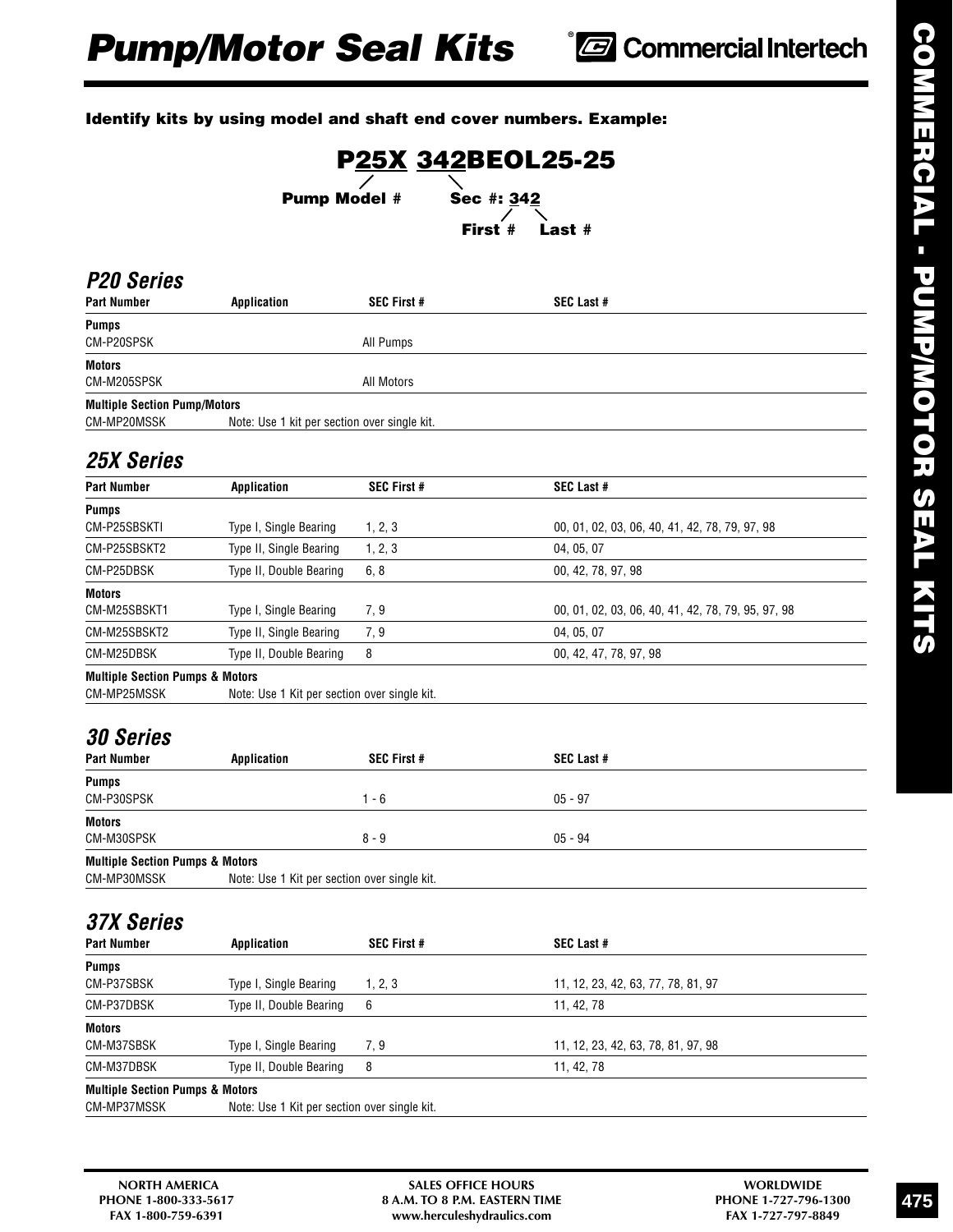# Pump/Motor Seal Kits

Commercial Intertech

**Identify kits by using model and shaft end cover numbers. Example:**

**P25X 342BEOL25-25**

**Pump Model #** (25X) — **Sec #: 342** — **First #** (3), **Last #** (42)

## P20 Series

| Part Number | Application | SEC First # | SEC Last # |
|---|---|---|---|
| **Pumps** | | | |
| CM-P20SPSK | | All Pumps | |
| **Motors** | | | |
| CM-M205SPSK | | All Motors | |
| **Multiple Section Pump/Motors** | | | |
| CM-MP20MSSK | Note: Use 1 kit per section over single kit. | | |

## 25X Series

| Part Number | Application | SEC First # | SEC Last # |
|---|---|---|---|
| **Pumps** | | | |
| CM-P25SBSKTI | Type I, Single Bearing | 1, 2, 3 | 00, 01, 02, 03, 06, 40, 41, 42, 78, 79, 97, 98 |
| CM-P25SBSKT2 | Type II, Single Bearing | 1, 2, 3 | 04, 05, 07 |
| CM-P25DBSK | Type II, Double Bearing | 6, 8 | 00, 42, 78, 97, 98 |
| **Motors** | | | |
| CM-M25SBSKT1 | Type I, Single Bearing | 7, 9 | 00, 01, 02, 03, 06, 40, 41, 42, 78, 79, 95, 97, 98 |
| CM-M25SBSKT2 | Type II, Single Bearing | 7, 9 | 04, 05, 07 |
| CM-M25DBSK | Type II, Double Bearing | 8 | 00, 42, 47, 78, 97, 98 |
| **Multiple Section Pumps & Motors** | | | |
| CM-MP25MSSK | Note: Use 1 Kit per section over single kit. | | |

## 30 Series

| Part Number | Application | SEC First # | SEC Last # |
|---|---|---|---|
| **Pumps** | | | |
| CM-P30SPSK | | 1 - 6 | 05 - 97 |
| **Motors** | | | |
| CM-M30SPSK | | 8 - 9 | 05 - 94 |
| **Multiple Section Pumps & Motors** | | | |
| CM-MP30MSSK | Note: Use 1 Kit per section over single kit. | | |

## 37X Series

| Part Number | Application | SEC First # | SEC Last # |
|---|---|---|---|
| **Pumps** | | | |
| CM-P37SBSK | Type I, Single Bearing | 1, 2, 3 | 11, 12, 23, 42, 63, 77, 78, 81, 97 |
| CM-P37DBSK | Type II, Double Bearing | 6 | 11, 42, 78 |
| **Motors** | | | |
| CM-M37SBSK | Type I, Single Bearing | 7, 9 | 11, 12, 23, 42, 63, 78, 81, 97, 98 |
| CM-M37DBSK | Type II, Double Bearing | 8 | 11, 42, 78 |
| **Multiple Section Pumps & Motors** | | | |
| CM-MP37MSSK | Note: Use 1 Kit per section over single kit. | | |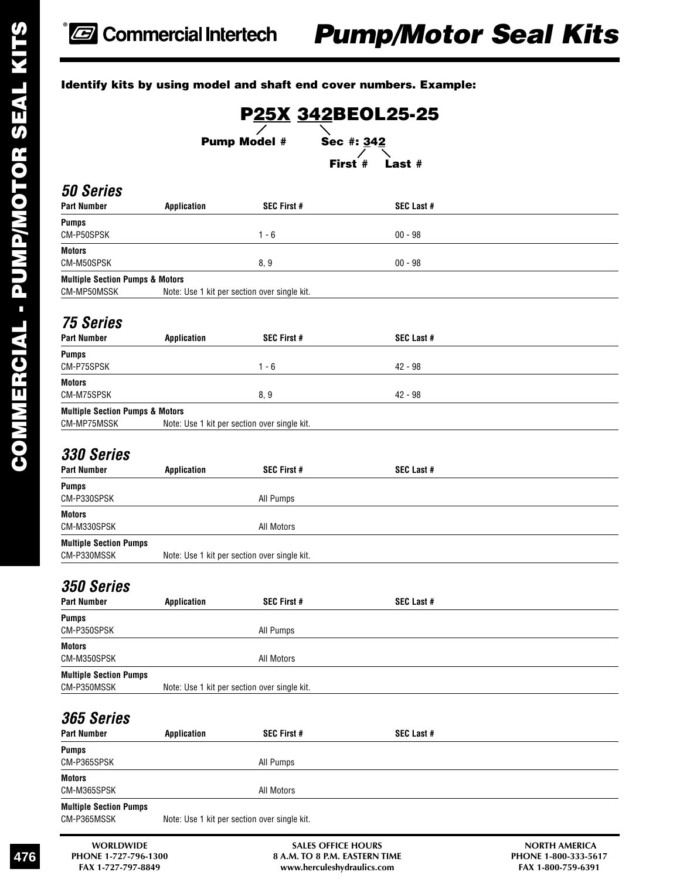# Commercial Intertech — Pump/Motor Seal Kits

**Identify kits by using model and shaft end cover numbers. Example:**

**P25X 342BEOL25-25**

- Pump Model #: 25X
- Sec #: 342
  - First #: 3
  - Last #: 42

## 50 Series

| Part Number | Application | SEC First # | SEC Last # |
|---|---|---|---|
| **Pumps** | | | |
| CM-P50SPSK | | 1 - 6 | 00 - 98 |
| **Motors** | | | |
| CM-M50SPSK | | 8, 9 | 00 - 98 |
| **Multiple Section Pumps & Motors** | | | |
| CM-MP50MSSK | Note: Use 1 kit per section over single kit. | | |

## 75 Series

| Part Number | Application | SEC First # | SEC Last # |
|---|---|---|---|
| **Pumps** | | | |
| CM-P75SPSK | | 1 - 6 | 42 - 98 |
| **Motors** | | | |
| CM-M75SPSK | | 8, 9 | 42 - 98 |
| **Multiple Section Pumps & Motors** | | | |
| CM-MP75MSSK | Note: Use 1 kit per section over single kit. | | |

## 330 Series

| Part Number | Application | SEC First # | SEC Last # |
|---|---|---|---|
| **Pumps** | | | |
| CM-P330SPSK | | All Pumps | |
| **Motors** | | | |
| CM-M330SPSK | | All Motors | |
| **Multiple Section Pumps** | | | |
| CM-P330MSSK | Note: Use 1 kit per section over single kit. | | |

## 350 Series

| Part Number | Application | SEC First # | SEC Last # |
|---|---|---|---|
| **Pumps** | | | |
| CM-P350SPSK | | All Pumps | |
| **Motors** | | | |
| CM-M350SPSK | | All Motors | |
| **Multiple Section Pumps** | | | |
| CM-P350MSSK | Note: Use 1 kit per section over single kit. | | |

## 365 Series

| Part Number | Application | SEC First # | SEC Last # |
|---|---|---|---|
| **Pumps** | | | |
| CM-P365SPSK | | All Pumps | |
| **Motors** | | | |
| CM-M365SPSK | | All Motors | |
| **Multiple Section Pumps** | | | |
| CM-P365MSSK | Note: Use 1 kit per section over single kit. | | |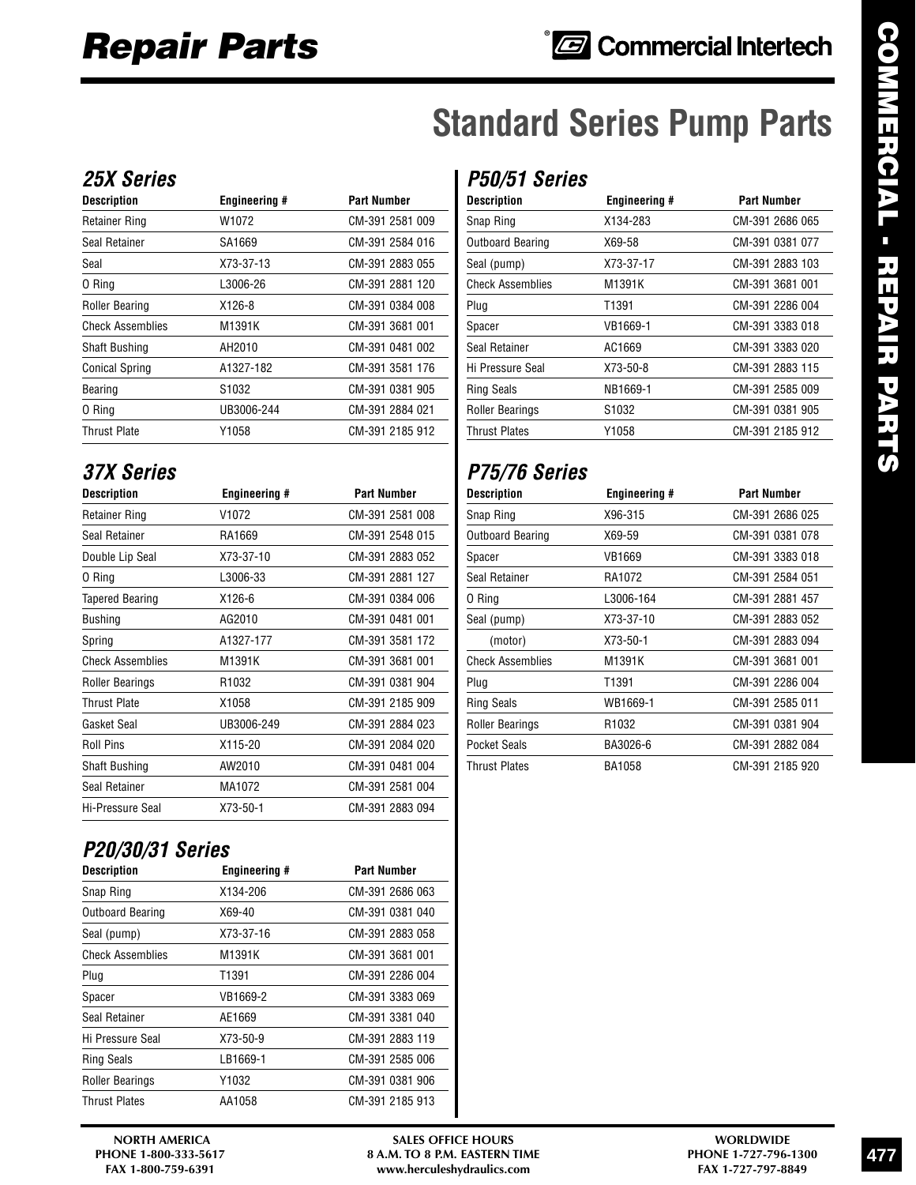# Repair Parts

Commercial Intertech

## Standard Series Pump Parts

### 25X Series

| Description | Engineering # | Part Number |
|---|---|---|
| Retainer Ring | W1072 | CM-391 2581 009 |
| Seal Retainer | SA1669 | CM-391 2584 016 |
| Seal | X73-37-13 | CM-391 2883 055 |
| O Ring | L3006-26 | CM-391 2881 120 |
| Roller Bearing | X126-8 | CM-391 0384 008 |
| Check Assemblies | M1391K | CM-391 3681 001 |
| Shaft Bushing | AH2010 | CM-391 0481 002 |
| Conical Spring | A1327-182 | CM-391 3581 176 |
| Bearing | S1032 | CM-391 0381 905 |
| O Ring | UB3006-244 | CM-391 2884 021 |
| Thrust Plate | Y1058 | CM-391 2185 912 |

### 37X Series

| Description | Engineering # | Part Number |
|---|---|---|
| Retainer Ring | V1072 | CM-391 2581 008 |
| Seal Retainer | RA1669 | CM-391 2548 015 |
| Double Lip Seal | X73-37-10 | CM-391 2883 052 |
| O Ring | L3006-33 | CM-391 2881 127 |
| Tapered Bearing | X126-6 | CM-391 0384 006 |
| Bushing | AG2010 | CM-391 0481 001 |
| Spring | A1327-177 | CM-391 3581 172 |
| Check Assemblies | M1391K | CM-391 3681 001 |
| Roller Bearings | R1032 | CM-391 0381 904 |
| Thrust Plate | X1058 | CM-391 2185 909 |
| Gasket Seal | UB3006-249 | CM-391 2884 023 |
| Roll Pins | X115-20 | CM-391 2084 020 |
| Shaft Bushing | AW2010 | CM-391 0481 004 |
| Seal Retainer | MA1072 | CM-391 2581 004 |
| Hi-Pressure Seal | X73-50-1 | CM-391 2883 094 |

### P20/30/31 Series

| Description | Engineering # | Part Number |
|---|---|---|
| Snap Ring | X134-206 | CM-391 2686 063 |
| Outboard Bearing | X69-40 | CM-391 0381 040 |
| Seal (pump) | X73-37-16 | CM-391 2883 058 |
| Check Assemblies | M1391K | CM-391 3681 001 |
| Plug | T1391 | CM-391 2286 004 |
| Spacer | VB1669-2 | CM-391 3383 069 |
| Seal Retainer | AE1669 | CM-391 3381 040 |
| Hi Pressure Seal | X73-50-9 | CM-391 2883 119 |
| Ring Seals | LB1669-1 | CM-391 2585 006 |
| Roller Bearings | Y1032 | CM-391 0381 906 |
| Thrust Plates | AA1058 | CM-391 2185 913 |

### P50/51 Series

| Description | Engineering # | Part Number |
|---|---|---|
| Snap Ring | X134-283 | CM-391 2686 065 |
| Outboard Bearing | X69-58 | CM-391 0381 077 |
| Seal (pump) | X73-37-17 | CM-391 2883 103 |
| Check Assemblies | M1391K | CM-391 3681 001 |
| Plug | T1391 | CM-391 2286 004 |
| Spacer | VB1669-1 | CM-391 3383 018 |
| Seal Retainer | AC1669 | CM-391 3383 020 |
| Hi Pressure Seal | X73-50-8 | CM-391 2883 115 |
| Ring Seals | NB1669-1 | CM-391 2585 009 |
| Roller Bearings | S1032 | CM-391 0381 905 |
| Thrust Plates | Y1058 | CM-391 2185 912 |

### P75/76 Series

| Description | Engineering # | Part Number |
|---|---|---|
| Snap Ring | X96-315 | CM-391 2686 025 |
| Outboard Bearing | X69-59 | CM-391 0381 078 |
| Spacer | VB1669 | CM-391 3383 018 |
| Seal Retainer | RA1072 | CM-391 2584 051 |
| O Ring | L3006-164 | CM-391 2881 457 |
| Seal (pump) | X73-37-10 | CM-391 2883 052 |
| (motor) | X73-50-1 | CM-391 2883 094 |
| Check Assemblies | M1391K | CM-391 3681 001 |
| Plug | T1391 | CM-391 2286 004 |
| Ring Seals | WB1669-1 | CM-391 2585 011 |
| Roller Bearings | R1032 | CM-391 0381 904 |
| Pocket Seals | BA3026-6 | CM-391 2882 084 |
| Thrust Plates | BA1058 | CM-391 2185 920 |

**NORTH AMERICA**
**PHONE 1-800-333-5617**
**FAX 1-800-759-6391**

**SALES OFFICE HOURS**
**8 A.M. TO 8 P.M. EASTERN TIME**
**www.herculeshydraulics.com**

**WORLDWIDE**
**PHONE 1-727-796-1300**
**FAX 1-727-797-8849**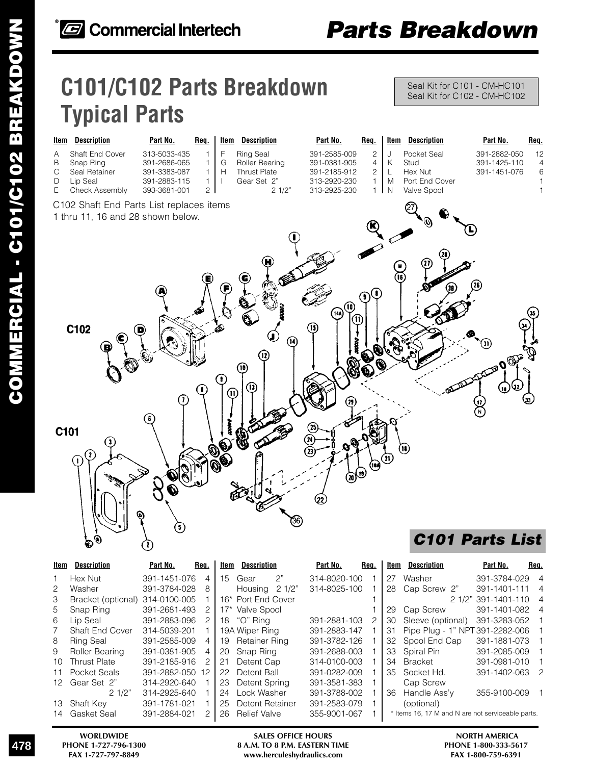# C101/C102 Parts Breakdown Typical Parts

Seal Kit for C101 - CM-HC101
Seal Kit for C102 - CM-HC102

| Item | Description | Part No. | Req. |
|---|---|---|---|
| A | Shaft End Cover | 313-5033-435 | 1 |
| B | Snap Ring | 391-2686-065 | 1 |
| C | Seal Retainer | 391-3383-087 | 1 |
| D | Lip Seal | 391-2883-115 | 1 |
| E | Check Assembly | 393-3681-001 | 2 |
| F | Ring Seal | 391-2585-009 | 2 |
| G | Roller Bearing | 391-0381-905 | 4 |
| H | Thrust Plate | 391-2185-912 | 2 |
| I | Gear Set 2" | 313-2920-230 | 1 |
| | 2 1/2" | 313-2925-230 | 1 |
| J | Pocket Seal | 391-2882-050 | 12 |
| K | Stud | 391-1425-110 | 4 |
| L | Hex Nut | 391-1451-076 | 6 |
| M | Port End Cover | | 1 |
| N | Valve Spool | | 1 |

C102 Shaft End Parts List replaces items 1 thru 11, 16 and 28 shown below.

C102

C101

## C101 Parts List

| Item | Description | Part No. | Req. |
|---|---|---|---|
| 1 | Hex Nut | 391-1451-076 | 4 |
| 2 | Washer | 391-3784-028 | 8 |
| 3 | Bracket (optional) | 314-0100-005 | 1 |
| 5 | Snap Ring | 391-2681-493 | 2 |
| 6 | Lip Seal | 391-2883-096 | 2 |
| 7 | Shaft End Cover | 314-5039-201 | 1 |
| 8 | Ring Seal | 391-2585-009 | 4 |
| 9 | Roller Bearing | 391-0381-905 | 4 |
| 10 | Thrust Plate | 391-2185-916 | 2 |
| 11 | Pocket Seals | 391-2882-050 | 12 |
| 12 | Gear Set 2" | 314-2920-640 | 1 |
| | 2 1/2" | 314-2925-640 | 1 |
| 13 | Shaft Key | 391-1781-021 | 1 |
| 14 | Gasket Seal | 391-2884-021 | 2 |
| 15 | Gear 2" | 314-8020-100 | 1 |
| | Housing 2 1/2" | 314-8025-100 | 1 |
| 16* | Port End Cover | | 1 |
| 17* | Valve Spool | | 1 |
| 18 | "O" Ring | 391-2881-103 | 2 |
| 19A | Wiper Ring | 391-2883-147 | 1 |
| 19 | Retainer Ring | 391-3782-126 | 1 |
| 20 | Snap Ring | 391-2688-003 | 1 |
| 21 | Detent Cap | 314-0100-003 | 1 |
| 22 | Detent Ball | 391-0282-009 | 1 |
| 23 | Detent Spring | 391-3581-383 | 1 |
| 24 | Lock Washer | 391-3788-002 | 1 |
| 25 | Detent Retainer | 391-2583-079 | 1 |
| 26 | Relief Valve | 355-9001-067 | 1 |
| 27 | Washer | 391-3784-029 | 4 |
| 28 | Cap Screw 2" | 391-1401-111 | 4 |
| | 2 1/2" | 391-1401-110 | 4 |
| 29 | Cap Screw | 391-1401-082 | 4 |
| 30 | Sleeve (optional) | 391-3283-052 | 1 |
| 31 | Pipe Plug - 1" NPT | 391-2282-006 | 1 |
| 32 | Spool End Cap | 391-1881-073 | 1 |
| 33 | Spiral Pin | 391-2085-009 | 1 |
| 34 | Bracket | 391-0981-010 | 1 |
| 35 | Socket Hd. Cap Screw | 391-1402-063 | 2 |
| 36 | Handle Ass'y (optional) | 355-9100-009 | 1 |

* Items 16, 17 M and N are not serviceable parts.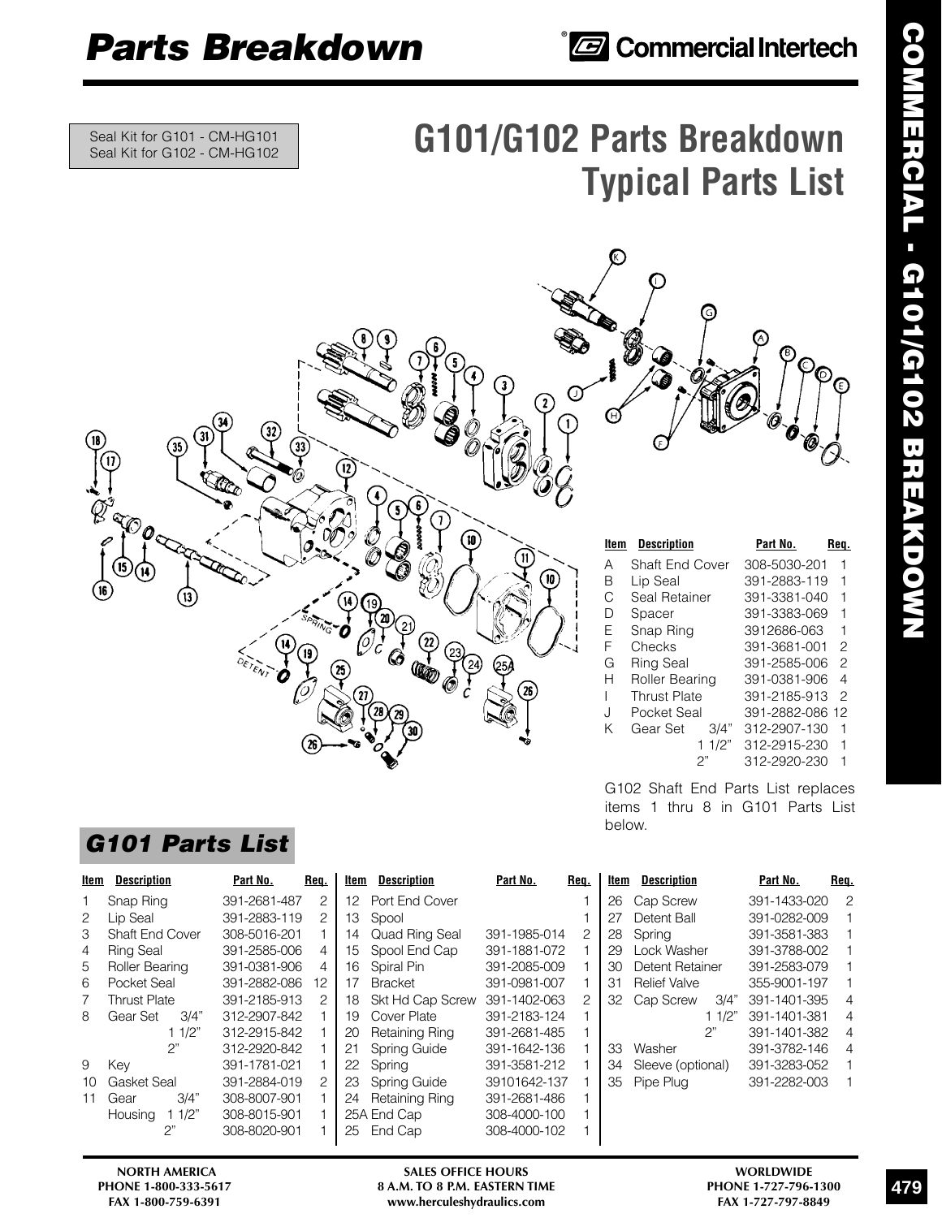# Parts Breakdown

Commercial Intertech

Seal Kit for G101 - CM-HG101
Seal Kit for G102 - CM-HG102

## G101/G102 Parts Breakdown Typical Parts List

| Item | Description | | Part No. | Req. |
|---|---|---|---|---|
| A | Shaft End Cover | | 308-5030-201 | 1 |
| B | Lip Seal | | 391-2883-119 | 1 |
| C | Seal Retainer | | 391-3381-040 | 1 |
| D | Spacer | | 391-3383-069 | 1 |
| E | Snap Ring | | 3912686-063 | 1 |
| F | Checks | | 391-3681-001 | 2 |
| G | Ring Seal | | 391-2585-006 | 2 |
| H | Roller Bearing | | 391-0381-906 | 4 |
| I | Thrust Plate | | 391-2185-913 | 2 |
| J | Pocket Seal | | 391-2882-086 | 12 |
| K | Gear Set | 3/4" | 312-2907-130 | 1 |
| | | 1 1/2" | 312-2915-230 | 1 |
| | | 2" | 312-2920-230 | 1 |

G102 Shaft End Parts List replaces items 1 thru 8 in G101 Parts List below.

## G101 Parts List

| Item | Description | | Part No. | Req. |
|---|---|---|---|---|
| 1 | Snap Ring | | 391-2681-487 | 2 |
| 2 | Lip Seal | | 391-2883-119 | 2 |
| 3 | Shaft End Cover | | 308-5016-201 | 1 |
| 4 | Ring Seal | | 391-2585-006 | 4 |
| 5 | Roller Bearing | | 391-0381-906 | 4 |
| 6 | Pocket Seal | | 391-2882-086 | 12 |
| 7 | Thrust Plate | | 391-2185-913 | 2 |
| 8 | Gear Set | 3/4" | 312-2907-842 | 1 |
| | | 1 1/2" | 312-2915-842 | 1 |
| | | 2" | 312-2920-842 | 1 |
| 9 | Key | | 391-1781-021 | 1 |
| 10 | Gasket Seal | | 391-2884-019 | 2 |
| 11 | Gear Housing | 3/4" | 308-8007-901 | 1 |
| | | 1 1/2" | 308-8015-901 | 1 |
| | | 2" | 308-8020-901 | 1 |
| 12 | Port End Cover | | | 1 |
| 13 | Spool | | | 1 |
| 14 | Quad Ring Seal | | 391-1985-014 | 2 |
| 15 | Spool End Cap | | 391-1881-072 | 1 |
| 16 | Spiral Pin | | 391-2085-009 | 1 |
| 17 | Bracket | | 391-0981-007 | 1 |
| 18 | Skt Hd Cap Screw | | 391-1402-063 | 2 |
| 19 | Cover Plate | | 391-2183-124 | 1 |
| 20 | Retaining Ring | | 391-2681-485 | 1 |
| 21 | Spring Guide | | 391-1642-136 | 1 |
| 22 | Spring | | 391-3581-212 | 1 |
| 23 | Spring Guide | | 39101642-137 | 1 |
| 24 | Retaining Ring | | 391-2681-486 | 1 |
| 25A | End Cap | | 308-4000-100 | 1 |
| 25 | End Cap | | 308-4000-102 | 1 |
| 26 | Cap Screw | | 391-1433-020 | 2 |
| 27 | Detent Ball | | 391-0282-009 | 1 |
| 28 | Spring | | 391-3581-383 | 1 |
| 29 | Lock Washer | | 391-3788-002 | 1 |
| 30 | Detent Retainer | | 391-2583-079 | 1 |
| 31 | Relief Valve | | 355-9001-197 | 1 |
| 32 | Cap Screw | 3/4" | 391-1401-395 | 4 |
| | | 1 1/2" | 391-1401-381 | 4 |
| | | 2" | 391-1401-382 | 4 |
| 33 | Washer | | 391-3782-146 | 4 |
| 34 | Sleeve (optional) | | 391-3283-052 | 1 |
| 35 | Pipe Plug | | 391-2282-003 | 1 |

NORTH AMERICA
PHONE 1-800-333-5617
FAX 1-800-759-6391

SALES OFFICE HOURS
8 A.M. TO 8 P.M. EASTERN TIME
www.herculeshydraulics.com

WORLDWIDE
PHONE 1-727-796-1300
FAX 1-727-797-8849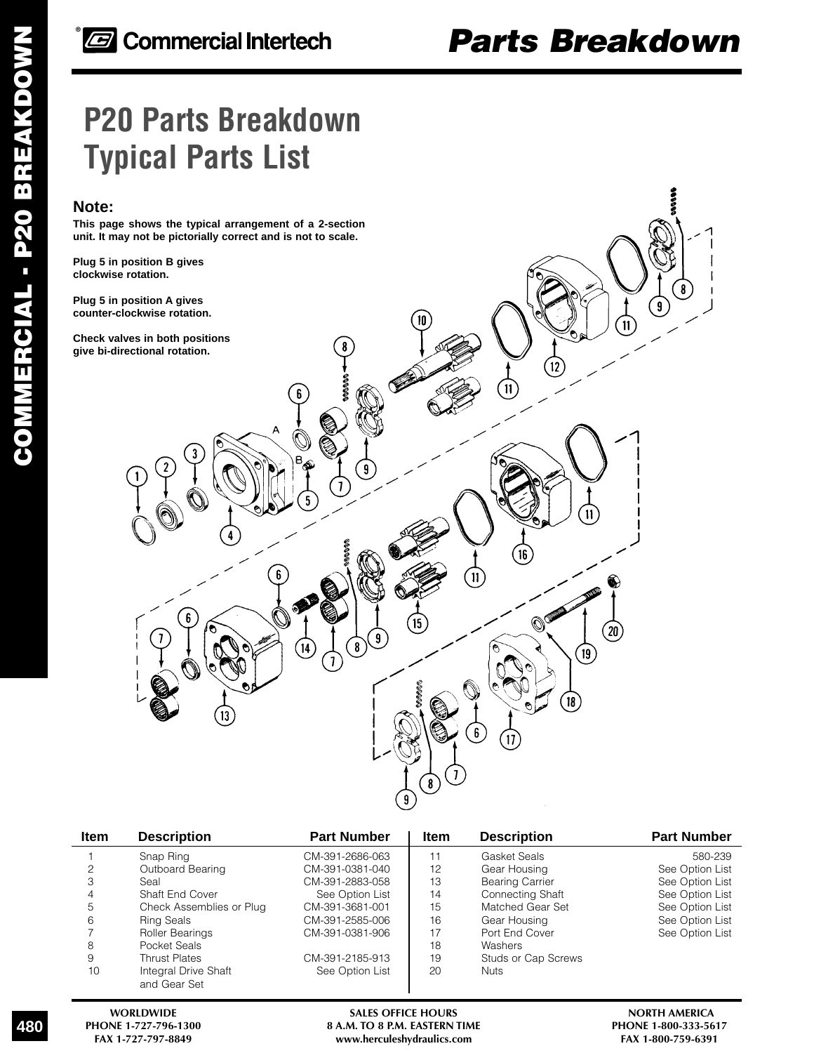# P20 Parts Breakdown
# Typical Parts List

**Note:**
**This page shows the typical arrangement of a 2-section unit. It may not be pictorially correct and is not to scale.**

**Plug 5 in position B gives clockwise rotation.**

**Plug 5 in position A gives counter-clockwise rotation.**

**Check valves in both positions give bi-directional rotation.**

| Item | Description | Part Number | Item | Description | Part Number |
|---|---|---|---|---|---|
| 1 | Snap Ring | CM-391-2686-063 | 11 | Gasket Seals | 580-239 |
| 2 | Outboard Bearing | CM-391-0381-040 | 12 | Gear Housing | See Option List |
| 3 | Seal | CM-391-2883-058 | 13 | Bearing Carrier | See Option List |
| 4 | Shaft End Cover | See Option List | 14 | Connecting Shaft | See Option List |
| 5 | Check Assemblies or Plug | CM-391-3681-001 | 15 | Matched Gear Set | See Option List |
| 6 | Ring Seals | CM-391-2585-006 | 16 | Gear Housing | See Option List |
| 7 | Roller Bearings | CM-391-0381-906 | 17 | Port End Cover | See Option List |
| 8 | Pocket Seals | | 18 | Washers | |
| 9 | Thrust Plates | CM-391-2185-913 | 19 | Studs or Cap Screws | |
| 10 | Integral Drive Shaft and Gear Set | See Option List | 20 | Nuts | |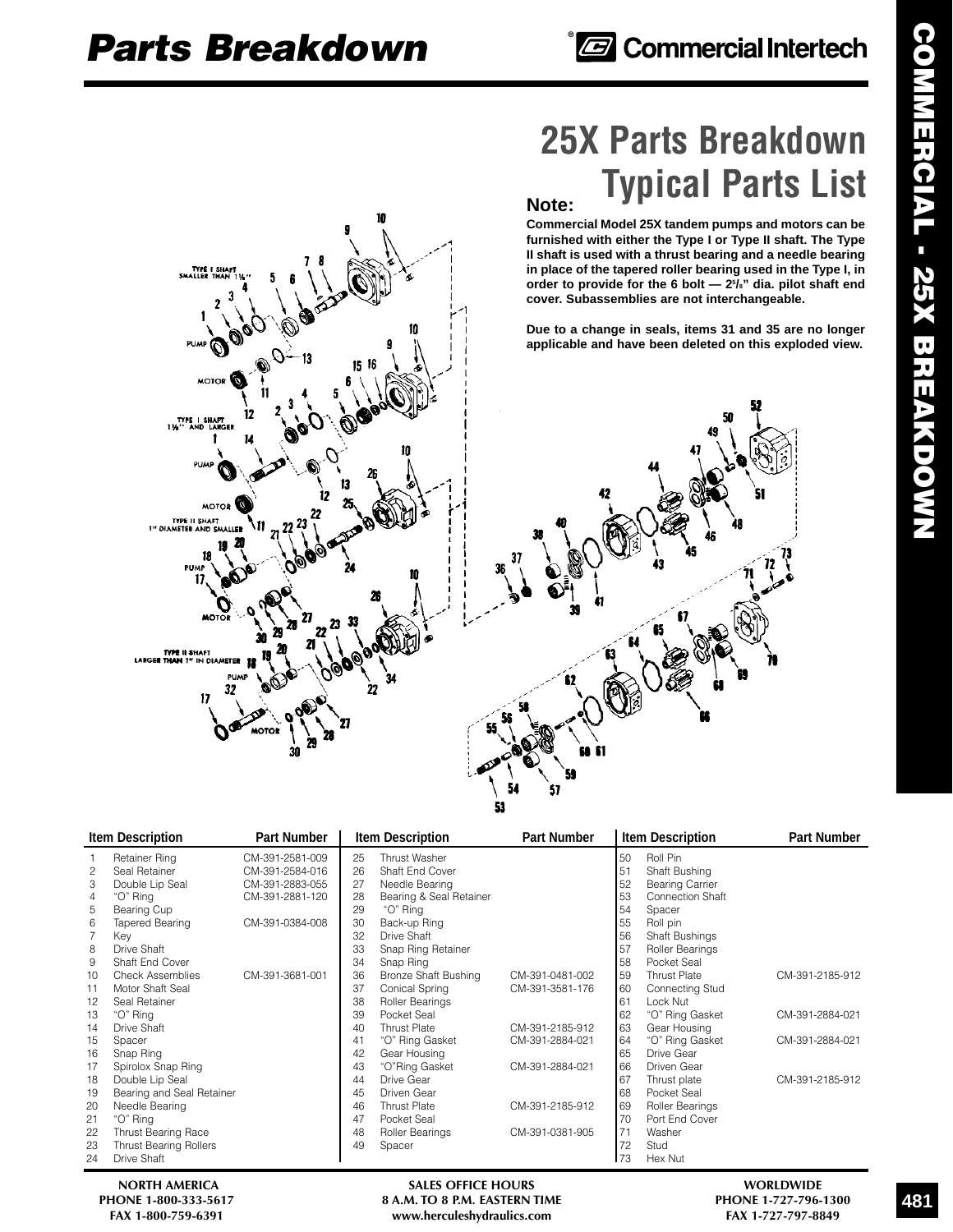# Parts Breakdown

Commercial Intertech

## 25X Parts Breakdown Typical Parts List

**Note:**

**Commercial Model 25X tandem pumps and motors can be furnished with either the Type I or Type II shaft. The Type II shaft is used with a thrust bearing and a needle bearing in place of the tapered roller bearing used in the Type I, in order to provide for the 6 bolt — 2⅝" dia. pilot shaft end cover. Subassemblies are not interchangeable.**

**Due to a change in seals, items 31 and 35 are no longer applicable and have been deleted on this exploded view.**

| Item | Description | Part Number |
|---|---|---|
| 1 | Retainer Ring | CM-391-2581-009 |
| 2 | Seal Retainer | CM-391-2584-016 |
| 3 | Double Lip Seal | CM-391-2883-055 |
| 4 | "O" Ring | CM-391-2881-120 |
| 5 | Bearing Cup | |
| 6 | Tapered Bearing | CM-391-0384-008 |
| 7 | Key | |
| 8 | Drive Shaft | |
| 9 | Shaft End Cover | |
| 10 | Check Assemblies | CM-391-3681-001 |
| 11 | Motor Shaft Seal | |
| 12 | Seal Retainer | |
| 13 | "O" Ring | |
| 14 | Drive Shaft | |
| 15 | Spacer | |
| 16 | Snap Ring | |
| 17 | Spirolox Snap Ring | |
| 18 | Double Lip Seal | |
| 19 | Bearing and Seal Retainer | |
| 20 | Needle Bearing | |
| 21 | "O" Ring | |
| 22 | Thrust Bearing Race | |
| 23 | Thrust Bearing Rollers | |
| 24 | Drive Shaft | |
| 25 | Thrust Washer | |
| 26 | Shaft End Cover | |
| 27 | Needle Bearing | |
| 28 | Bearing & Seal Retainer | |
| 29 | "O" Ring | |
| 30 | Back-up Ring | |
| 32 | Drive Shaft | |
| 33 | Snap Ring Retainer | |
| 34 | Snap Ring | |
| 36 | Bronze Shaft Bushing | CM-391-0481-002 |
| 37 | Conical Spring | CM-391-3581-176 |
| 38 | Roller Bearings | |
| 39 | Pocket Seal | |
| 40 | Thrust Plate | CM-391-2185-912 |
| 41 | "O" Ring Gasket | CM-391-2884-021 |
| 42 | Gear Housing | |
| 43 | "O"Ring Gasket | CM-391-2884-021 |
| 44 | Drive Gear | |
| 45 | Driven Gear | |
| 46 | Thrust Plate | CM-391-2185-912 |
| 47 | Pocket Seal | |
| 48 | Roller Bearings | CM-391-0381-905 |
| 49 | Spacer | |
| 50 | Roll Pin | |
| 51 | Shaft Bushing | |
| 52 | Bearing Carrier | |
| 53 | Connection Shaft | |
| 54 | Spacer | |
| 55 | Roll pin | |
| 56 | Shaft Bushings | |
| 57 | Roller Bearings | |
| 58 | Pocket Seal | |
| 59 | Thrust Plate | CM-391-2185-912 |
| 60 | Connecting Stud | |
| 61 | Lock Nut | |
| 62 | "O" Ring Gasket | CM-391-2884-021 |
| 63 | Gear Housing | |
| 64 | "O" Ring Gasket | CM-391-2884-021 |
| 65 | Drive Gear | |
| 66 | Driven Gear | |
| 67 | Thrust plate | CM-391-2185-912 |
| 68 | Pocket Seal | |
| 69 | Roller Bearings | |
| 70 | Port End Cover | |
| 71 | Washer | |
| 72 | Stud | |
| 73 | Hex Nut | |

NORTH AMERICA
PHONE 1-800-333-5617
FAX 1-800-759-6391

SALES OFFICE HOURS
8 A.M. TO 8 P.M. EASTERN TIME
www.herculeshydraulics.com

WORLDWIDE
PHONE 1-727-796-1300
FAX 1-727-797-8849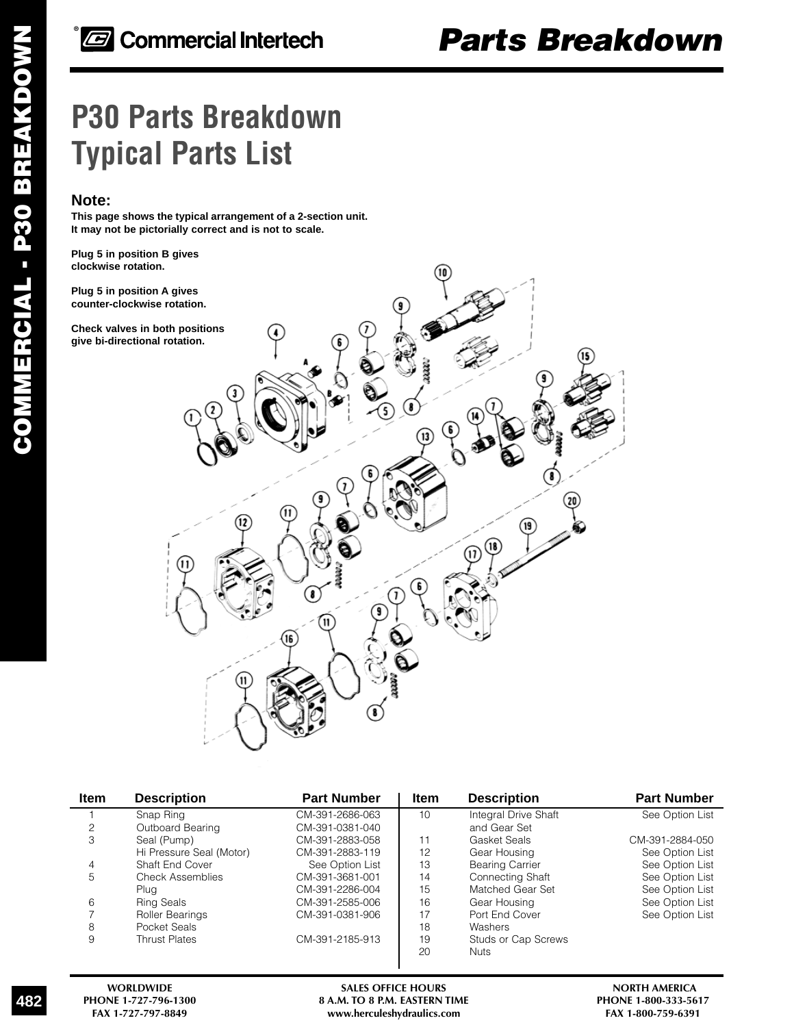# P30 Parts Breakdown
# Typical Parts List

**Note:**
**This page shows the typical arrangement of a 2-section unit. It may not be pictorially correct and is not to scale.**

**Plug 5 in position B gives clockwise rotation.**

**Plug 5 in position A gives counter-clockwise rotation.**

**Check valves in both positions give bi-directional rotation.**

| Item | Description | Part Number |
|---|---|---|
| 1 | Snap Ring | CM-391-2686-063 |
| 2 | Outboard Bearing | CM-391-0381-040 |
| 3 | Seal (Pump) | CM-391-2883-058 |
| | Hi Pressure Seal (Motor) | CM-391-2883-119 |
| 4 | Shaft End Cover | See Option List |
| 5 | Check Assemblies | CM-391-3681-001 |
| | Plug | CM-391-2286-004 |
| 6 | Ring Seals | CM-391-2585-006 |
| 7 | Roller Bearings | CM-391-0381-906 |
| 8 | Pocket Seals | |
| 9 | Thrust Plates | CM-391-2185-913 |
| 10 | Integral Drive Shaft and Gear Set | See Option List |
| 11 | Gasket Seals | CM-391-2884-050 |
| 12 | Gear Housing | See Option List |
| 13 | Bearing Carrier | See Option List |
| 14 | Connecting Shaft | See Option List |
| 15 | Matched Gear Set | See Option List |
| 16 | Gear Housing | See Option List |
| 17 | Port End Cover | See Option List |
| 18 | Washers | |
| 19 | Studs or Cap Screws | |
| 20 | Nuts | |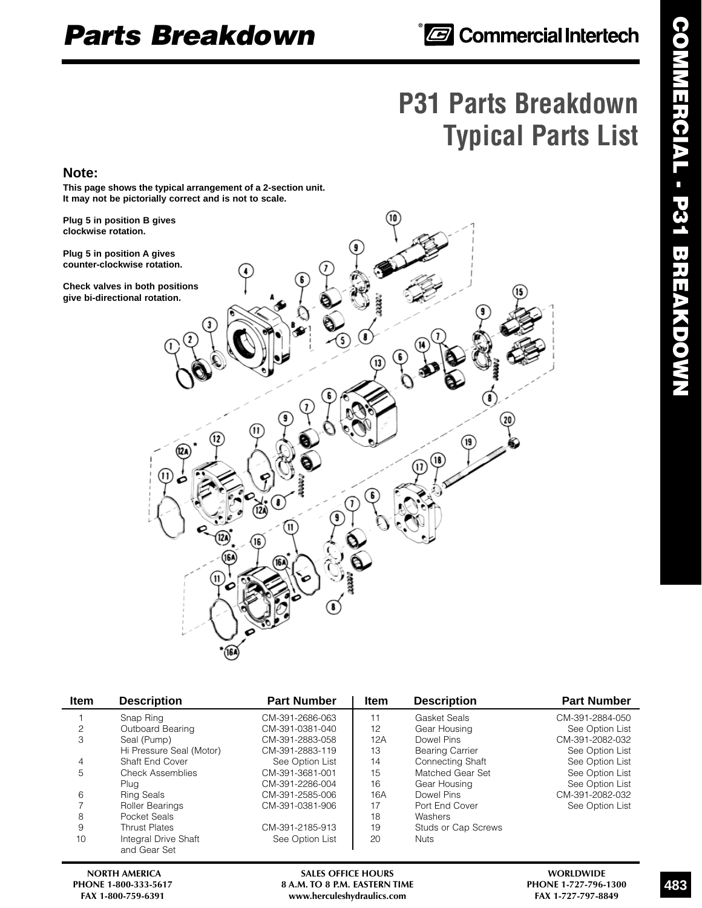# Parts Breakdown

Commercial Intertech

## P31 Parts Breakdown Typical Parts List

**Note:**

**This page shows the typical arrangement of a 2-section unit. It may not be pictorially correct and is not to scale.**

**Plug 5 in position B gives clockwise rotation.**

**Plug 5 in position A gives counter-clockwise rotation.**

**Check valves in both positions give bi-directional rotation.**

| Item | Description | Part Number | Item | Description | Part Number |
|---|---|---|---|---|---|
| 1 | Snap Ring | CM-391-2686-063 | 11 | Gasket Seals | CM-391-2884-050 |
| 2 | Outboard Bearing | CM-391-0381-040 | 12 | Gear Housing | See Option List |
| 3 | Seal (Pump) | CM-391-2883-058 | 12A | Dowel Pins | CM-391-2082-032 |
| | Hi Pressure Seal (Motor) | CM-391-2883-119 | 13 | Bearing Carrier | See Option List |
| 4 | Shaft End Cover | See Option List | 14 | Connecting Shaft | See Option List |
| 5 | Check Assemblies | CM-391-3681-001 | 15 | Matched Gear Set | See Option List |
| | Plug | CM-391-2286-004 | 16 | Gear Housing | See Option List |
| 6 | Ring Seals | CM-391-2585-006 | 16A | Dowel Pins | CM-391-2082-032 |
| 7 | Roller Bearings | CM-391-0381-906 | 17 | Port End Cover | See Option List |
| 8 | Pocket Seals | | 18 | Washers | |
| 9 | Thrust Plates | CM-391-2185-913 | 19 | Studs or Cap Screws | |
| 10 | Integral Drive Shaft and Gear Set | See Option List | 20 | Nuts | |

NORTH AMERICA
PHONE 1-800-333-5617
FAX 1-800-759-6391

SALES OFFICE HOURS
8 A.M. TO 8 P.M. EASTERN TIME
www.herculeshydraulics.com

WORLDWIDE
PHONE 1-727-796-1300
FAX 1-727-797-8849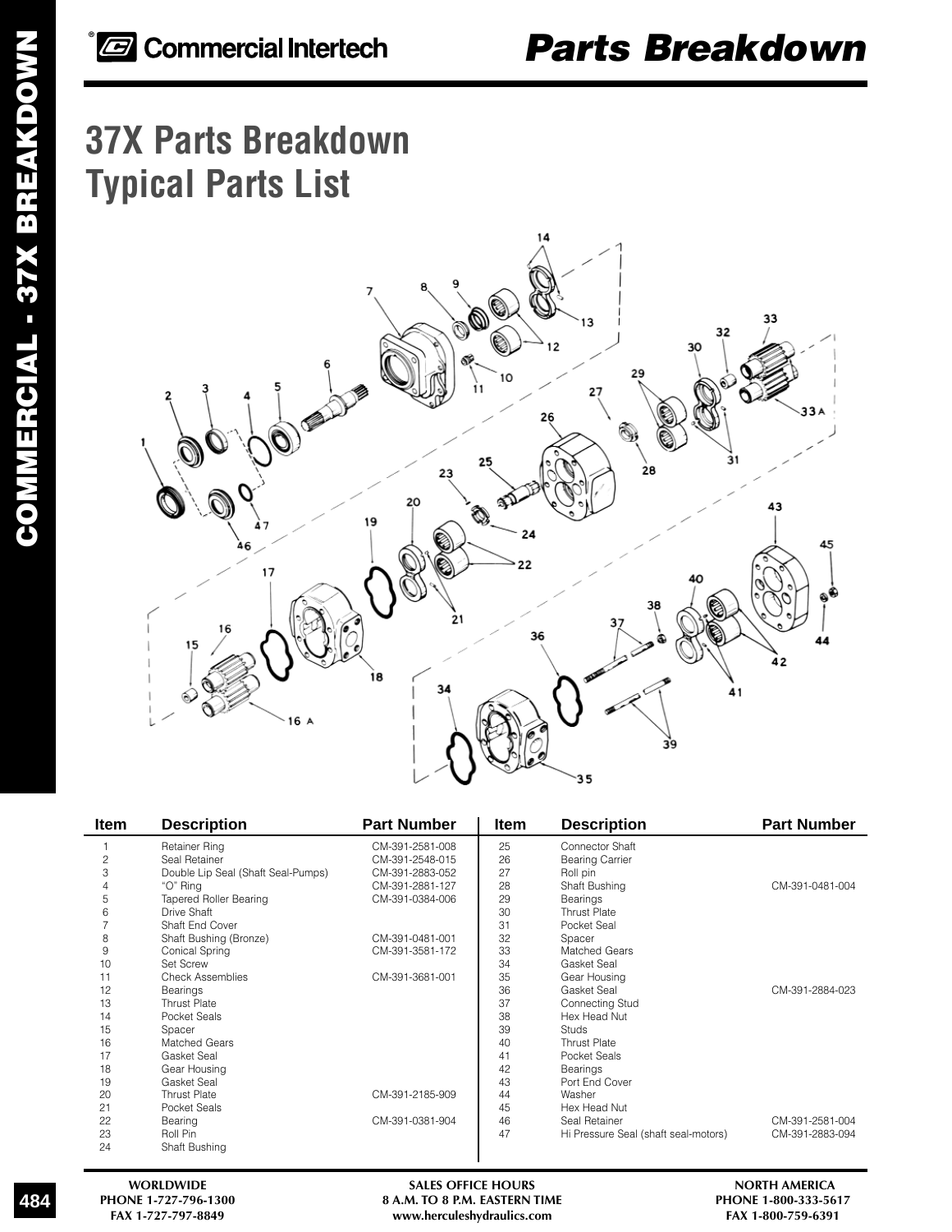# 37X Parts Breakdown
# Typical Parts List

| Item | Description | Part Number | Item | Description | Part Number |
|---|---|---|---|---|---|
| 1 | Retainer Ring | CM-391-2581-008 | 25 | Connector Shaft | |
| 2 | Seal Retainer | CM-391-2548-015 | 26 | Bearing Carrier | |
| 3 | Double Lip Seal (Shaft Seal-Pumps) | CM-391-2883-052 | 27 | Roll pin | |
| 4 | "O" Ring | CM-391-2881-127 | 28 | Shaft Bushing | CM-391-0481-004 |
| 5 | Tapered Roller Bearing | CM-391-0384-006 | 29 | Bearings | |
| 6 | Drive Shaft | | 30 | Thrust Plate | |
| 7 | Shaft End Cover | | 31 | Pocket Seal | |
| 8 | Shaft Bushing (Bronze) | CM-391-0481-001 | 32 | Spacer | |
| 9 | Conical Spring | CM-391-3581-172 | 33 | Matched Gears | |
| 10 | Set Screw | | 34 | Gasket Seal | |
| 11 | Check Assemblies | CM-391-3681-001 | 35 | Gear Housing | |
| 12 | Bearings | | 36 | Gasket Seal | CM-391-2884-023 |
| 13 | Thrust Plate | | 37 | Connecting Stud | |
| 14 | Pocket Seals | | 38 | Hex Head Nut | |
| 15 | Spacer | | 39 | Studs | |
| 16 | Matched Gears | | 40 | Thrust Plate | |
| 17 | Gasket Seal | | 41 | Pocket Seals | |
| 18 | Gear Housing | | 42 | Bearings | |
| 19 | Gasket Seal | | 43 | Port End Cover | |
| 20 | Thrust Plate | CM-391-2185-909 | 44 | Washer | |
| 21 | Pocket Seals | | 45 | Hex Head Nut | |
| 22 | Bearing | CM-391-0381-904 | 46 | Seal Retainer | CM-391-2581-004 |
| 23 | Roll Pin | | 47 | Hi Pressure Seal (shaft seal-motors) | CM-391-2883-094 |
| 24 | Shaft Bushing | | | | |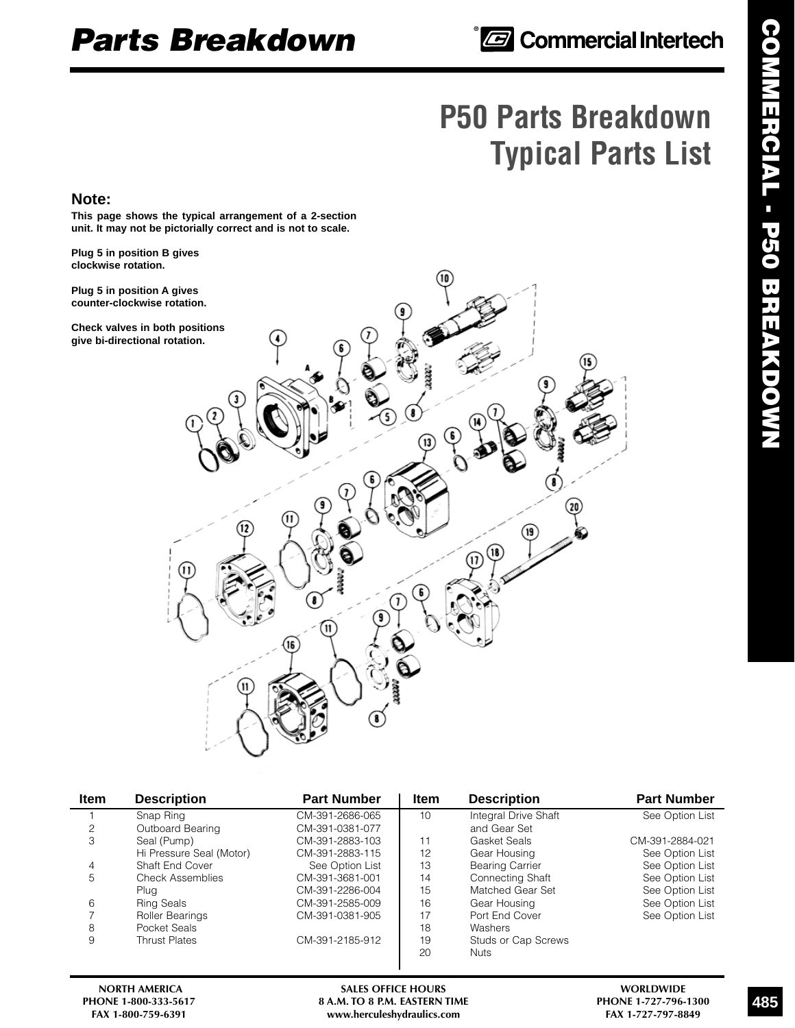# Parts Breakdown

## P50 Parts Breakdown
## Typical Parts List

**Note:**

**This page shows the typical arrangement of a 2-section unit. It may not be pictorially correct and is not to scale.**

**Plug 5 in position B gives clockwise rotation.**

**Plug 5 in position A gives counter-clockwise rotation.**

**Check valves in both positions give bi-directional rotation.**

| Item | Description | Part Number | Item | Description | Part Number |
|---|---|---|---|---|---|
| 1 | Snap Ring | CM-391-2686-065 | 10 | Integral Drive Shaft and Gear Set | See Option List |
| 2 | Outboard Bearing | CM-391-0381-077 | 11 | Gasket Seals | CM-391-2884-021 |
| 3 | Seal (Pump) | CM-391-2883-103 | 12 | Gear Housing | See Option List |
| | Hi Pressure Seal (Motor) | CM-391-2883-115 | 13 | Bearing Carrier | See Option List |
| 4 | Shaft End Cover | See Option List | 14 | Connecting Shaft | See Option List |
| 5 | Check Assemblies | CM-391-3681-001 | 15 | Matched Gear Set | See Option List |
| | Plug | CM-391-2286-004 | 16 | Gear Housing | See Option List |
| 6 | Ring Seals | CM-391-2585-009 | 17 | Port End Cover | See Option List |
| 7 | Roller Bearings | CM-391-0381-905 | 18 | Washers | |
| 8 | Pocket Seals | | 19 | Studs or Cap Screws | |
| 9 | Thrust Plates | CM-391-2185-912 | 20 | Nuts | |

NORTH AMERICA
PHONE 1-800-333-5617
FAX 1-800-759-6391

SALES OFFICE HOURS
8 A.M. TO 8 P.M. EASTERN TIME
www.herculeshydraulics.com

WORLDWIDE
PHONE 1-727-796-1300
FAX 1-727-797-8849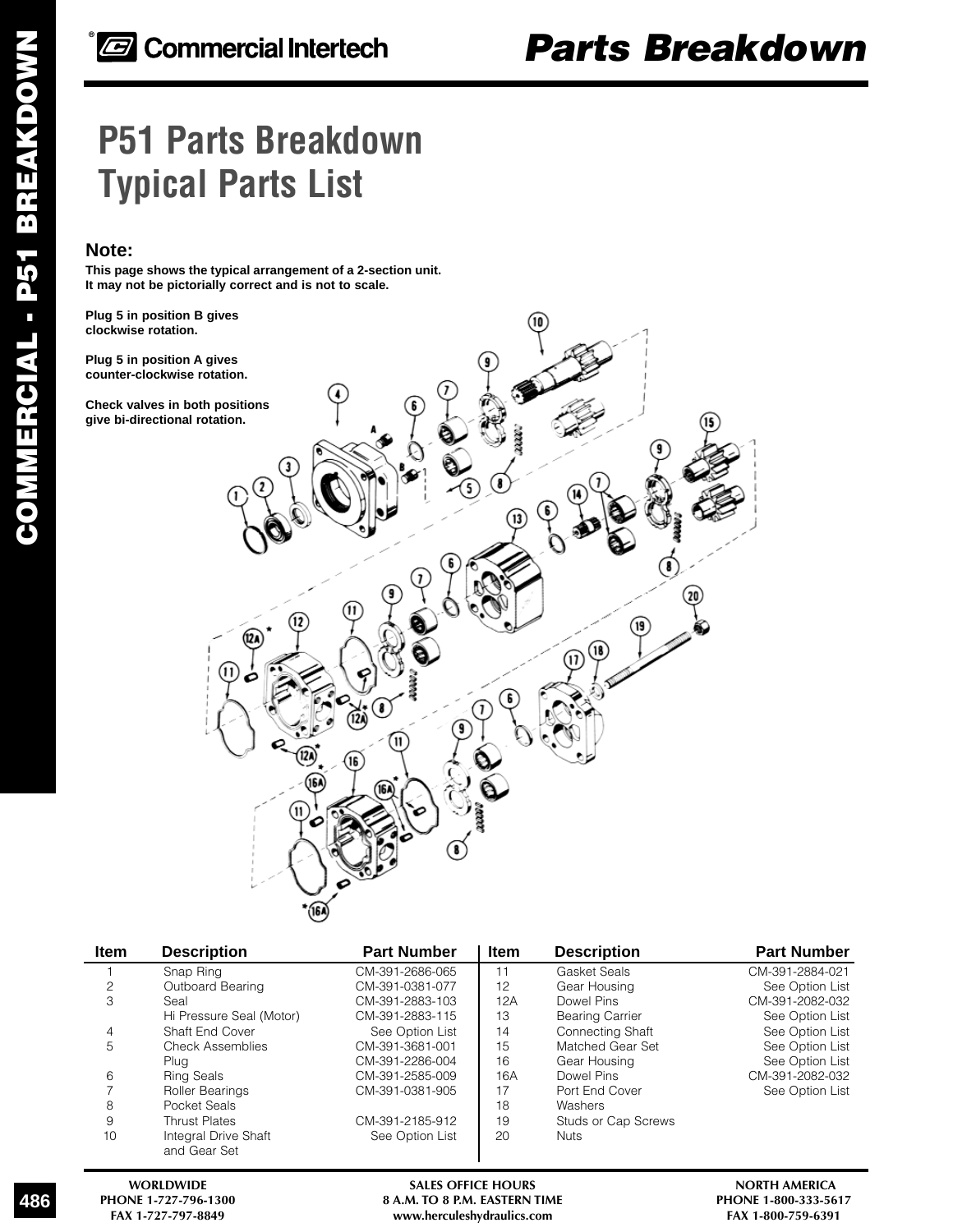# P51 Parts Breakdown
# Typical Parts List

**Note:**

**This page shows the typical arrangement of a 2-section unit. It may not be pictorially correct and is not to scale.**

**Plug 5 in position B gives clockwise rotation.**

**Plug 5 in position A gives counter-clockwise rotation.**

**Check valves in both positions give bi-directional rotation.**

| Item | Description | Part Number | Item | Description | Part Number |
|---|---|---|---|---|---|
| 1 | Snap Ring | CM-391-2686-065 | 11 | Gasket Seals | CM-391-2884-021 |
| 2 | Outboard Bearing | CM-391-0381-077 | 12 | Gear Housing | See Option List |
| 3 | Seal | CM-391-2883-103 | 12A | Dowel Pins | CM-391-2082-032 |
| | Hi Pressure Seal (Motor) | CM-391-2883-115 | 13 | Bearing Carrier | See Option List |
| 4 | Shaft End Cover | See Option List | 14 | Connecting Shaft | See Option List |
| 5 | Check Assemblies | CM-391-3681-001 | 15 | Matched Gear Set | See Option List |
| | Plug | CM-391-2286-004 | 16 | Gear Housing | See Option List |
| 6 | Ring Seals | CM-391-2585-009 | 16A | Dowel Pins | CM-391-2082-032 |
| 7 | Roller Bearings | CM-391-0381-905 | 17 | Port End Cover | See Option List |
| 8 | Pocket Seals | | 18 | Washers | |
| 9 | Thrust Plates | CM-391-2185-912 | 19 | Studs or Cap Screws | |
| 10 | Integral Drive Shaft and Gear Set | See Option List | 20 | Nuts | |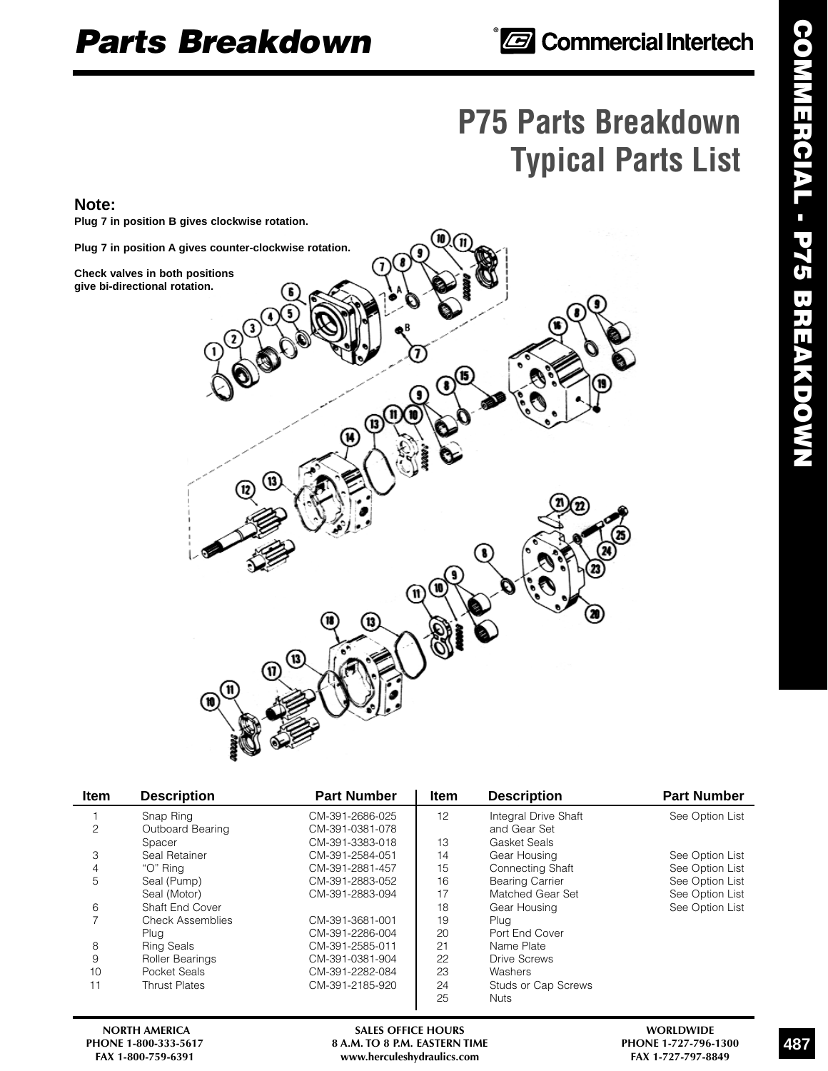# Parts Breakdown

Commercial Intertech

## P75 Parts Breakdown
## Typical Parts List

**Note:**

**Plug 7 in position B gives clockwise rotation.**

**Plug 7 in position A gives counter-clockwise rotation.**

**Check valves in both positions give bi-directional rotation.**

| Item | Description | Part Number | Item | Description | Part Number |
|---|---|---|---|---|---|
| 1 | Snap Ring | CM-391-2686-025 | 12 | Integral Drive Shaft and Gear Set | See Option List |
| 2 | Outboard Bearing | CM-391-0381-078 | | | |
| | Spacer | CM-391-3383-018 | 13 | Gasket Seals | |
| 3 | Seal Retainer | CM-391-2584-051 | 14 | Gear Housing | See Option List |
| 4 | "O" Ring | CM-391-2881-457 | 15 | Connecting Shaft | See Option List |
| 5 | Seal (Pump) | CM-391-2883-052 | 16 | Bearing Carrier | See Option List |
| | Seal (Motor) | CM-391-2883-094 | 17 | Matched Gear Set | See Option List |
| 6 | Shaft End Cover | | 18 | Gear Housing | See Option List |
| 7 | Check Assemblies | CM-391-3681-001 | 19 | Plug | |
| | Plug | CM-391-2286-004 | 20 | Port End Cover | |
| 8 | Ring Seals | CM-391-2585-011 | 21 | Name Plate | |
| 9 | Roller Bearings | CM-391-0381-904 | 22 | Drive Screws | |
| 10 | Pocket Seals | CM-391-2282-084 | 23 | Washers | |
| 11 | Thrust Plates | CM-391-2185-920 | 24 | Studs or Cap Screws | |
| | | | 25 | Nuts | |

NORTH AMERICA
PHONE 1-800-333-5617
FAX 1-800-759-6391

SALES OFFICE HOURS
8 A.M. TO 8 P.M. EASTERN TIME
www.herculeshydraulics.com

WORLDWIDE
PHONE 1-727-796-1300
FAX 1-727-797-8849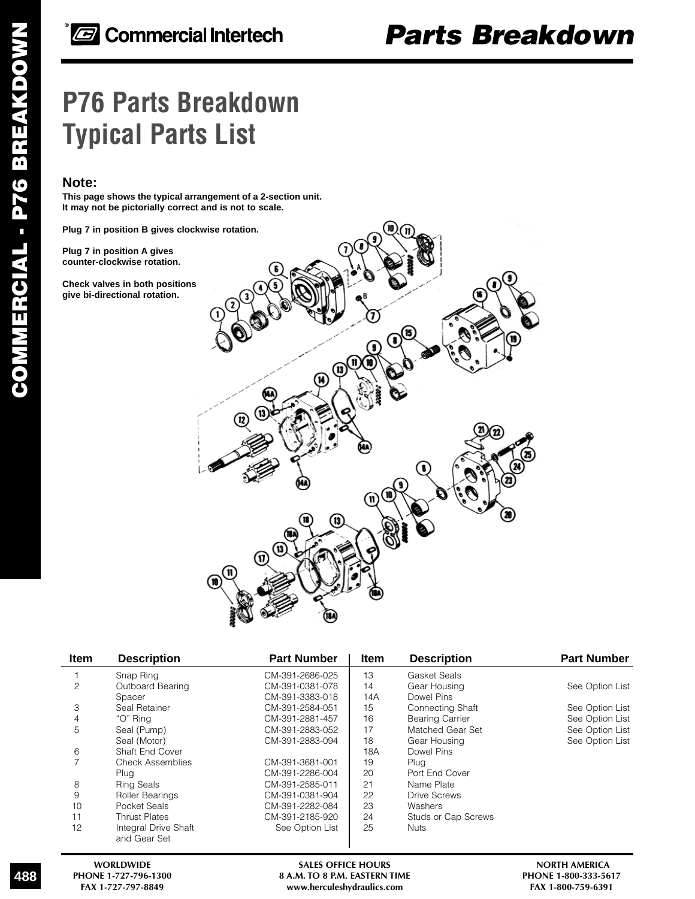# P76 Parts Breakdown
# Typical Parts List

### Note:

**This page shows the typical arrangement of a 2-section unit. It may not be pictorially correct and is not to scale.**

**Plug 7 in position B gives clockwise rotation.**

**Plug 7 in position A gives counter-clockwise rotation.**

**Check valves in both positions give bi-directional rotation.**

| Item | Description | Part Number | Item | Description | Part Number |
|---|---|---|---|---|---|
| 1 | Snap Ring | CM-391-2686-025 | 13 | Gasket Seals | |
| 2 | Outboard Bearing | CM-391-0381-078 | 14 | Gear Housing | See Option List |
| | Spacer | CM-391-3383-018 | 14A | Dowel Pins | |
| 3 | Seal Retainer | CM-391-2584-051 | 15 | Connecting Shaft | See Option List |
| 4 | "O" Ring | CM-391-2881-457 | 16 | Bearing Carrier | See Option List |
| 5 | Seal (Pump) | CM-391-2883-052 | 17 | Matched Gear Set | See Option List |
| | Seal (Motor) | CM-391-2883-094 | 18 | Gear Housing | See Option List |
| 6 | Shaft End Cover | | 18A | Dowel Pins | |
| 7 | Check Assemblies | CM-391-3681-001 | 19 | Plug | |
| | Plug | CM-391-2286-004 | 20 | Port End Cover | |
| 8 | Ring Seals | CM-391-2585-011 | 21 | Name Plate | |
| 9 | Roller Bearings | CM-391-0381-904 | 22 | Drive Screws | |
| 10 | Pocket Seals | CM-391-2282-084 | 23 | Washers | |
| 11 | Thrust Plates | CM-391-2185-920 | 24 | Studs or Cap Screws | |
| 12 | Integral Drive Shaft and Gear Set | See Option List | 25 | Nuts | |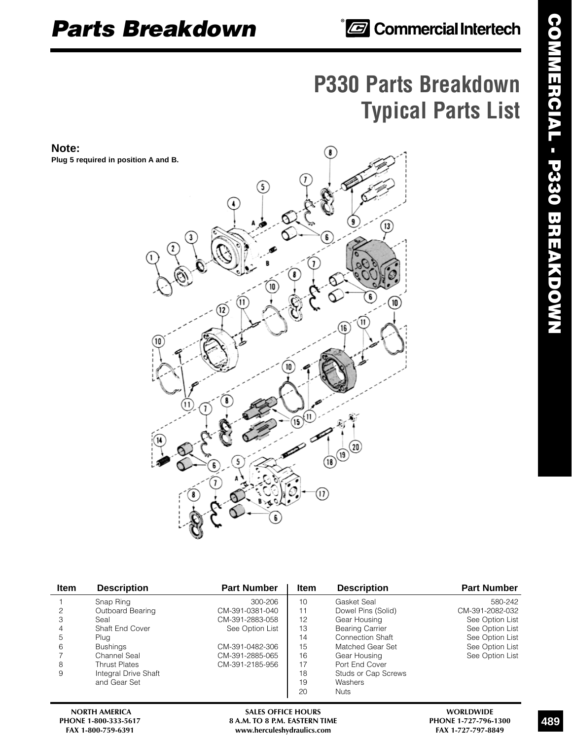# Parts Breakdown

# P330 Parts Breakdown
## Typical Parts List

**Note:**
**Plug 5 required in position A and B.**

| Item | Description | Part Number | Item | Description | Part Number |
|---|---|---|---|---|---|
| 1 | Snap Ring | 300-206 | 10 | Gasket Seal | 580-242 |
| 2 | Outboard Bearing | CM-391-0381-040 | 11 | Dowel Pins (Solid) | CM-391-2082-032 |
| 3 | Seal | CM-391-2883-058 | 12 | Gear Housing | See Option List |
| 4 | Shaft End Cover | See Option List | 13 | Bearing Carrier | See Option List |
| 5 | Plug | | 14 | Connection Shaft | See Option List |
| 6 | Bushings | CM-391-0482-306 | 15 | Matched Gear Set | See Option List |
| 7 | Channel Seal | CM-391-2885-065 | 16 | Gear Housing | See Option List |
| 8 | Thrust Plates | CM-391-2185-956 | 17 | Port End Cover | |
| 9 | Integral Drive Shaft and Gear Set | | 18 | Studs or Cap Screws | |
| | | | 19 | Washers | |
| | | | 20 | Nuts | |

NORTH AMERICA
PHONE 1-800-333-5617
FAX 1-800-759-6391

SALES OFFICE HOURS
8 A.M. TO 8 P.M. EASTERN TIME
www.herculeshydraulics.com

WORLDWIDE
PHONE 1-727-796-1300
FAX 1-727-797-8849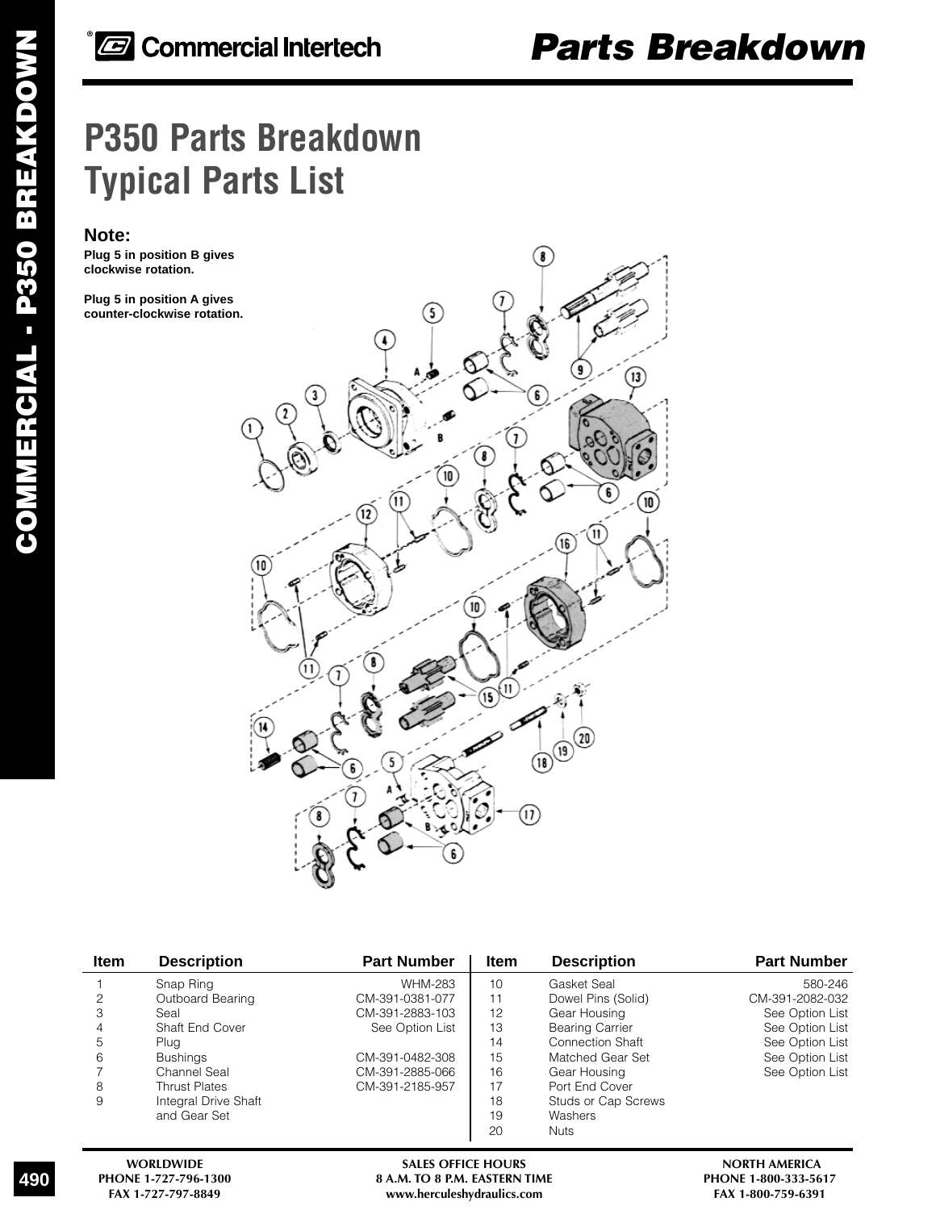# P350 Parts Breakdown
# Typical Parts List

**Note:**

**Plug 5 in position B gives clockwise rotation.**

**Plug 5 in position A gives counter-clockwise rotation.**

| Item | Description | Part Number |
|---|---|---|
| 1 | Snap Ring | WHM-283 |
| 2 | Outboard Bearing | CM-391-0381-077 |
| 3 | Seal | CM-391-2883-103 |
| 4 | Shaft End Cover | See Option List |
| 5 | Plug | |
| 6 | Bushings | CM-391-0482-308 |
| 7 | Channel Seal | CM-391-2885-066 |
| 8 | Thrust Plates | CM-391-2185-957 |
| 9 | Integral Drive Shaft and Gear Set | |
| 10 | Gasket Seal | 580-246 |
| 11 | Dowel Pins (Solid) | CM-391-2082-032 |
| 12 | Gear Housing | See Option List |
| 13 | Bearing Carrier | See Option List |
| 14 | Connection Shaft | See Option List |
| 15 | Matched Gear Set | See Option List |
| 16 | Gear Housing | See Option List |
| 17 | Port End Cover | |
| 18 | Studs or Cap Screws | |
| 19 | Washers | |
| 20 | Nuts | |

WORLDWIDE
PHONE 1-727-796-1300
FAX 1-727-797-8849

SALES OFFICE HOURS
8 A.M. TO 8 P.M. EASTERN TIME
www.herculeshydraulics.com

NORTH AMERICA
PHONE 1-800-333-5617
FAX 1-800-759-6391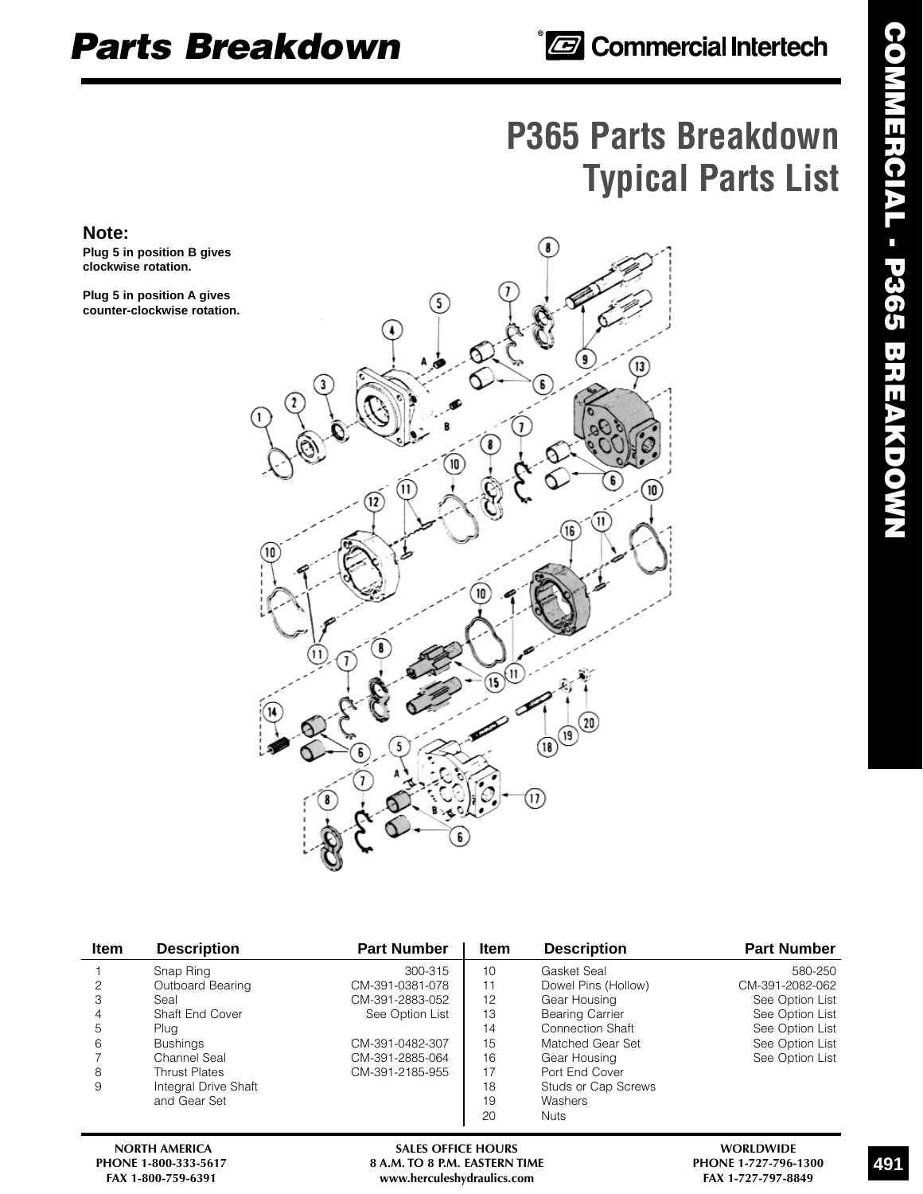# Parts Breakdown

## P365 Parts Breakdown Typical Parts List

**Note:**

**Plug 5 in position B gives clockwise rotation.**

**Plug 5 in position A gives counter-clockwise rotation.**

| Item | Description | Part Number | Item | Description | Part Number |
|---|---|---|---|---|---|
| 1 | Snap Ring | 300-315 | 10 | Gasket Seal | 580-250 |
| 2 | Outboard Bearing | CM-391-0381-078 | 11 | Dowel Pins (Hollow) | CM-391-2082-062 |
| 3 | Seal | CM-391-2883-052 | 12 | Gear Housing | See Option List |
| 4 | Shaft End Cover | See Option List | 13 | Bearing Carrier | See Option List |
| 5 | Plug | | 14 | Connection Shaft | See Option List |
| 6 | Bushings | CM-391-0482-307 | 15 | Matched Gear Set | See Option List |
| 7 | Channel Seal | CM-391-2885-064 | 16 | Gear Housing | See Option List |
| 8 | Thrust Plates | CM-391-2185-955 | 17 | Port End Cover | |
| 9 | Integral Drive Shaft and Gear Set | | 18 | Studs or Cap Screws | |
| | | | 19 | Washers | |
| | | | 20 | Nuts | |

NORTH AMERICA
PHONE 1-800-333-5617
FAX 1-800-759-6391

SALES OFFICE HOURS
8 A.M. TO 8 P.M. EASTERN TIME
www.herculeshydraulics.com

WORLDWIDE
PHONE 1-727-796-1300
FAX 1-727-797-8849